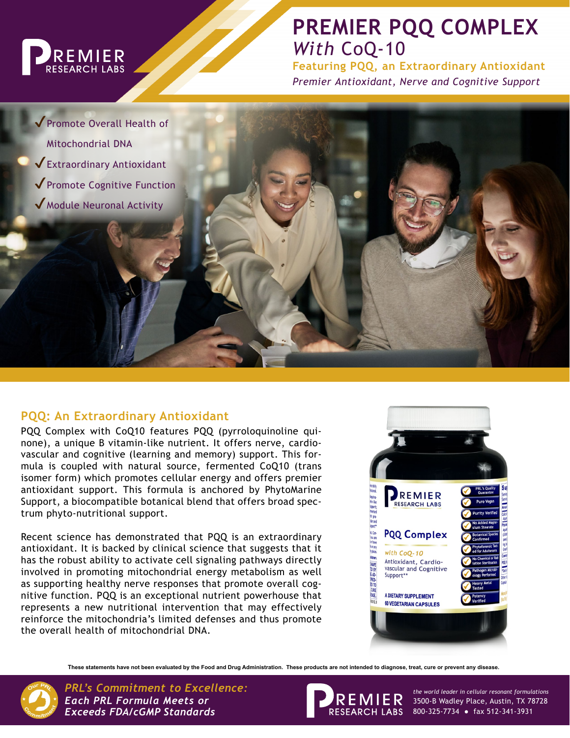# PREMIER PQQ COMPLEX

*With* CoQ-10

**Featuring PQQ, an Extraordinary Antioxidant**

*Premier Antioxidant, Nerve and Cognitive Support*

- ✓ Promote Overall Health of Mitochondrial DNA
- ✓ Extraordinary Antioxidant
- ✓ Promote Cognitive Function
- ✓ Module Neuronal Activity

## PQQ: An Extraordinary Antioxidant

PQQ Complex with CoQ10 features PQQ (pyrroloquinoline quinone), a unique B vitamin-like nutrient. It offers nerve, cardiovascular and cognitive (learning and memory) support. This formula is coupled with natural source, fermented CoQ10 (trans isomer form) which promotes cellular energy and offers premier antioxidant support. This formula is anchored by PhytoMarine Support, a biocompatible botanical blend that offers broad spectrum phyto-nutritional support.

Recent science has demonstrated that PQQ is an extraordinary antioxidant. It is backed by clinical science that suggests that it has the robust ability to activate cell signaling pathways directly involved in promoting mitochondrial energy metabolism as well as supporting healthy nerve responses that promote overall cognitive function. PQQ is an exceptional nutrient powerhouse that represents a new nutritional intervention that may effectively reinforce the mitochondria's limited defenses and thus promote the overall health of mitochondrial DNA.

**These statements have not been evaluated by the Food and Drug Administration. These products are not intended to diagnose, treat, cure or prevent any disease.**

***PRL's Commitment to Excellence: Each PRL Formula Meets or Exceeds FDA/cGMP Standards***

PREMIER RESEARCH LABS

*the world leader in cellular resonant formulations*
3500-B Wadley Place, Austin, TX 78728
800-325-7734 • fax 512-341-3931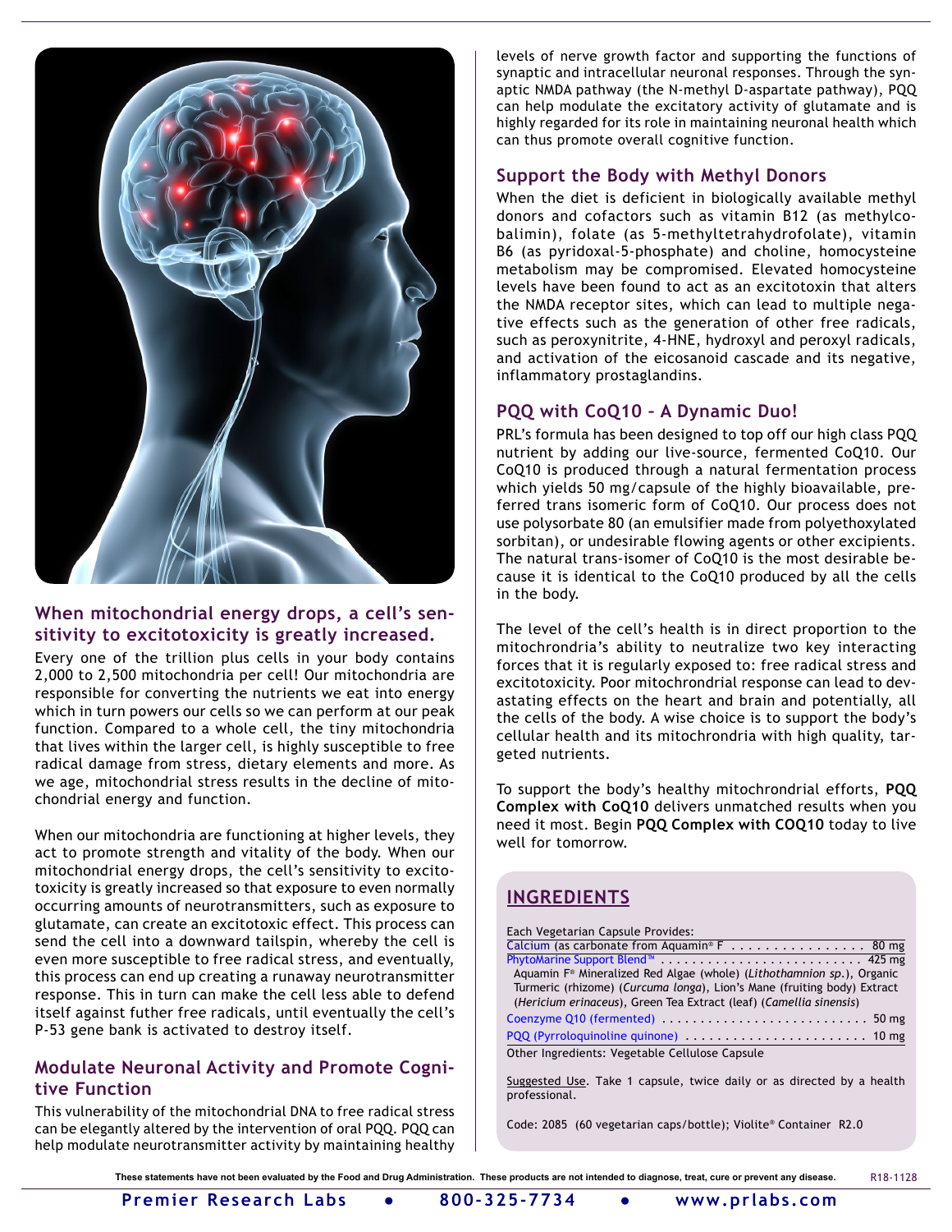## When mitochondrial energy drops, a cell's sensitivity to excitotoxicity is greatly increased.

Every one of the trillion plus cells in your body contains 2,000 to 2,500 mitochondria per cell! Our mitochondria are responsible for converting the nutrients we eat into energy which in turn powers our cells so we can perform at our peak function. Compared to a whole cell, the tiny mitochondria that lives within the larger cell, is highly susceptible to free radical damage from stress, dietary elements and more. As we age, mitochondrial stress results in the decline of mitochondrial energy and function.

When our mitochondria are functioning at higher levels, they act to promote strength and vitality of the body. When our mitochondrial energy drops, the cell's sensitivity to excitotoxicity is greatly increased so that exposure to even normally occurring amounts of neurotransmitters, such as exposure to glutamate, can create an excitotoxic effect. This process can send the cell into a downward tailspin, whereby the cell is even more susceptible to free radical stress, and eventually, this process can end up creating a runaway neurotransmitter response. This in turn can make the cell less able to defend itself against futher free radicals, until eventually the cell's P-53 gene bank is activated to destroy itself.

## Modulate Neuronal Activity and Promote Cognitive Function

This vulnerability of the mitochondrial DNA to free radical stress can be elegantly altered by the intervention of oral PQQ. PQQ can help modulate neurotransmitter activity by maintaining healthy levels of nerve growth factor and supporting the functions of synaptic and intracellular neuronal responses. Through the synaptic NMDA pathway (the N-methyl D-aspartate pathway), PQQ can help modulate the excitatory activity of glutamate and is highly regarded for its role in maintaining neuronal health which can thus promote overall cognitive function.

## Support the Body with Methyl Donors

When the diet is deficient in biologically available methyl donors and cofactors such as vitamin B12 (as methylcobalimin), folate (as 5-methyltetrahydrofolate), vitamin B6 (as pyridoxal-5-phosphate) and choline, homocysteine metabolism may be compromised. Elevated homocysteine levels have been found to act as an excitotoxin that alters the NMDA receptor sites, which can lead to multiple negative effects such as the generation of other free radicals, such as peroxynitrite, 4-HNE, hydroxyl and peroxyl radicals, and activation of the eicosanoid cascade and its negative, inflammatory prostaglandins.

## PQQ with CoQ10 – A Dynamic Duo!

PRL's formula has been designed to top off our high class PQQ nutrient by adding our live-source, fermented CoQ10. Our CoQ10 is produced through a natural fermentation process which yields 50 mg/capsule of the highly bioavailable, preferred trans isomeric form of CoQ10. Our process does not use polysorbate 80 (an emulsifier made from polyethoxylated sorbitan), or undesirable flowing agents or other excipients. The natural trans-isomer of CoQ10 is the most desirable because it is identical to the CoQ10 produced by all the cells in the body.

The level of the cell's health is in direct proportion to the mitochrondria's ability to neutralize two key interacting forces that it is regularly exposed to: free radical stress and excitotoxicity. Poor mitochrondrial response can lead to devastating effects on the heart and brain and potentially, all the cells of the body. A wise choice is to support the body's cellular health and its mitochrondria with high quality, targeted nutrients.

To support the body's healthy mitochrondrial efforts, **PQQ Complex with CoQ10** delivers unmatched results when you need it most. Begin **PQQ Complex with COQ10** today to live well for tomorrow.

## INGREDIENTS

Each Vegetarian Capsule Provides:

| | |
|---|---|
| Calcium (as carbonate from Aquamin® F | 80 mg |
| PhytoMarine Support Blend™ | 425 mg |
| Aquamin F® Mineralized Red Algae (whole) (*Lithothamnion sp.*), Organic Turmeric (rhizome) (*Curcuma longa*), Lion's Mane (fruiting body) Extract (*Hericium erinaceus*), Green Tea Extract (leaf) (*Camellia sinensis*) | |
| Coenzyme Q10 (fermented) | 50 mg |
| PQQ (Pyrroloquinoline quinone) | 10 mg |

Other Ingredients: Vegetable Cellulose Capsule

Suggested Use. Take 1 capsule, twice daily or as directed by a health professional.

Code: 2085 (60 vegetarian caps/bottle); Violite® Container R2.0

These statements have not been evaluated by the Food and Drug Administration. These products are not intended to diagnose, treat, cure or prevent any disease. R18-1128

Premier Research Labs • 800-325-7734 • www.prlabs.com